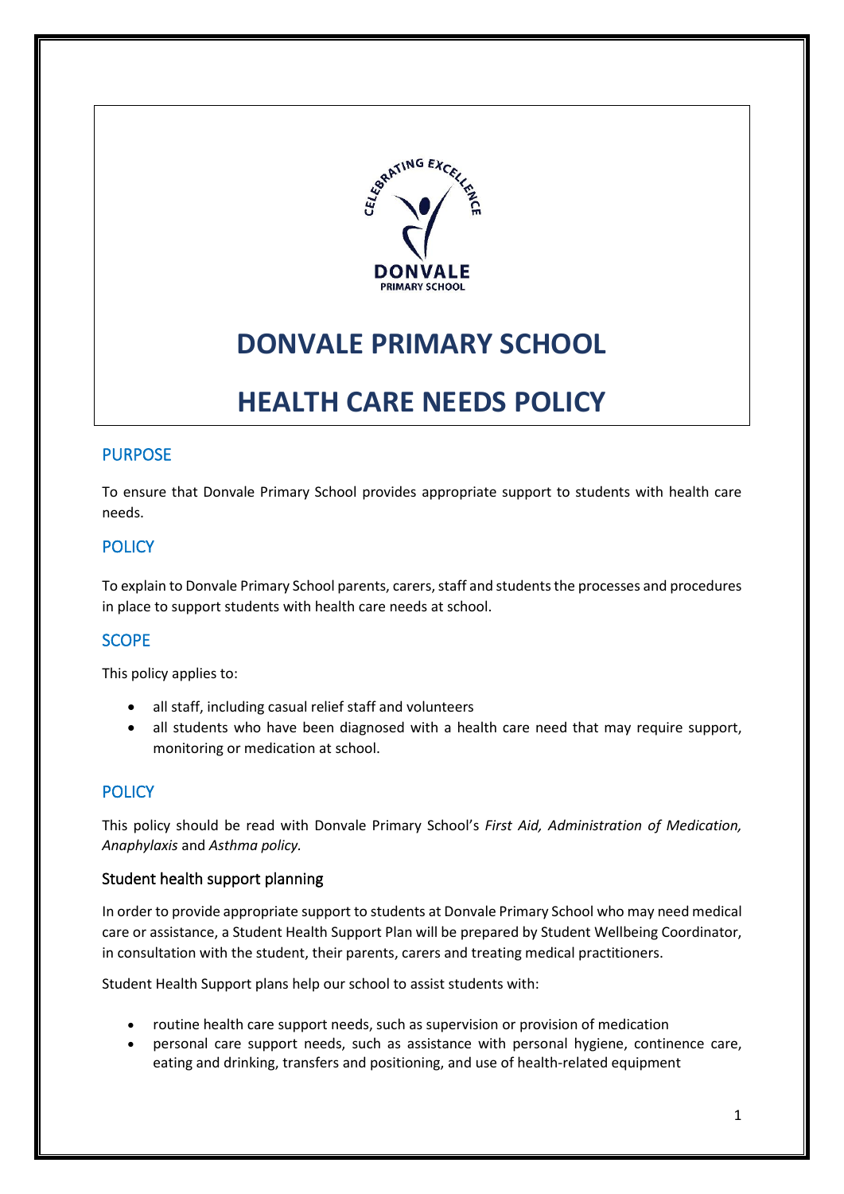# DONVALE PRIMARY SCHOOL

# HEALTH CARE NEEDS POLICY

## PURPOSE

To ensure that Donvale Primary School provides appropriate support to students with health care needs.

## POLICY

To explain to Donvale Primary School parents, carers, staff and students the processes and procedures in place to support students with health care needs at school.

## SCOPE

This policy applies to:

- all staff, including casual relief staff and volunteers
- all students who have been diagnosed with a health care need that may require support, monitoring or medication at school.

## POLICY

This policy should be read with Donvale Primary School's *First Aid, Administration of Medication, Anaphylaxis* and *Asthma policy.*

### Student health support planning

In order to provide appropriate support to students at Donvale Primary School who may need medical care or assistance, a Student Health Support Plan will be prepared by Student Wellbeing Coordinator, in consultation with the student, their parents, carers and treating medical practitioners.

Student Health Support plans help our school to assist students with:

- routine health care support needs, such as supervision or provision of medication
- personal care support needs, such as assistance with personal hygiene, continence care, eating and drinking, transfers and positioning, and use of health-related equipment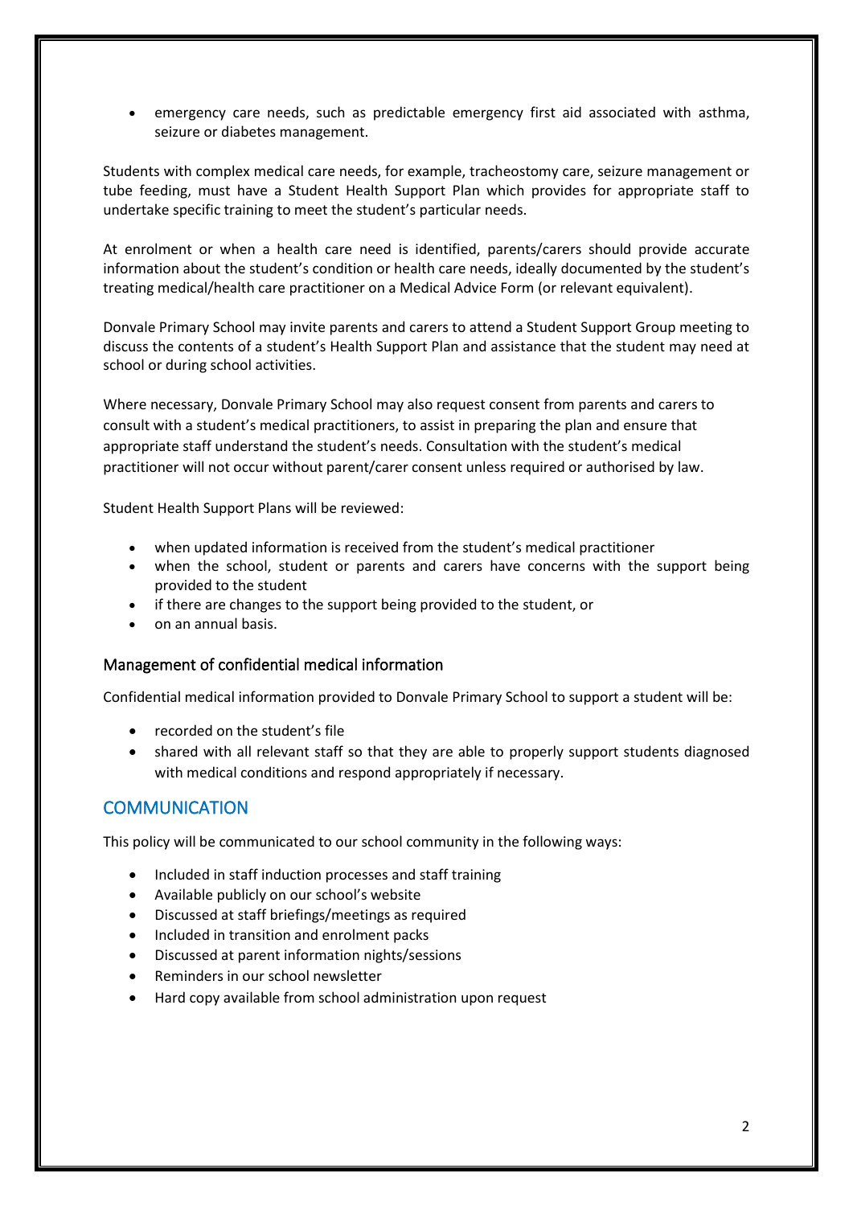- emergency care needs, such as predictable emergency first aid associated with asthma, seizure or diabetes management.

Students with complex medical care needs, for example, tracheostomy care, seizure management or tube feeding, must have a Student Health Support Plan which provides for appropriate staff to undertake specific training to meet the student's particular needs.

At enrolment or when a health care need is identified, parents/carers should provide accurate information about the student's condition or health care needs, ideally documented by the student's treating medical/health care practitioner on a Medical Advice Form (or relevant equivalent).

Donvale Primary School may invite parents and carers to attend a Student Support Group meeting to discuss the contents of a student's Health Support Plan and assistance that the student may need at school or during school activities.

Where necessary, Donvale Primary School may also request consent from parents and carers to consult with a student's medical practitioners, to assist in preparing the plan and ensure that appropriate staff understand the student's needs. Consultation with the student's medical practitioner will not occur without parent/carer consent unless required or authorised by law.

Student Health Support Plans will be reviewed:

- when updated information is received from the student's medical practitioner
- when the school, student or parents and carers have concerns with the support being provided to the student
- if there are changes to the support being provided to the student, or
- on an annual basis.

### Management of confidential medical information

Confidential medical information provided to Donvale Primary School to support a student will be:

- recorded on the student's file
- shared with all relevant staff so that they are able to properly support students diagnosed with medical conditions and respond appropriately if necessary.

## COMMUNICATION

This policy will be communicated to our school community in the following ways:

- Included in staff induction processes and staff training
- Available publicly on our school's website
- Discussed at staff briefings/meetings as required
- Included in transition and enrolment packs
- Discussed at parent information nights/sessions
- Reminders in our school newsletter
- Hard copy available from school administration upon request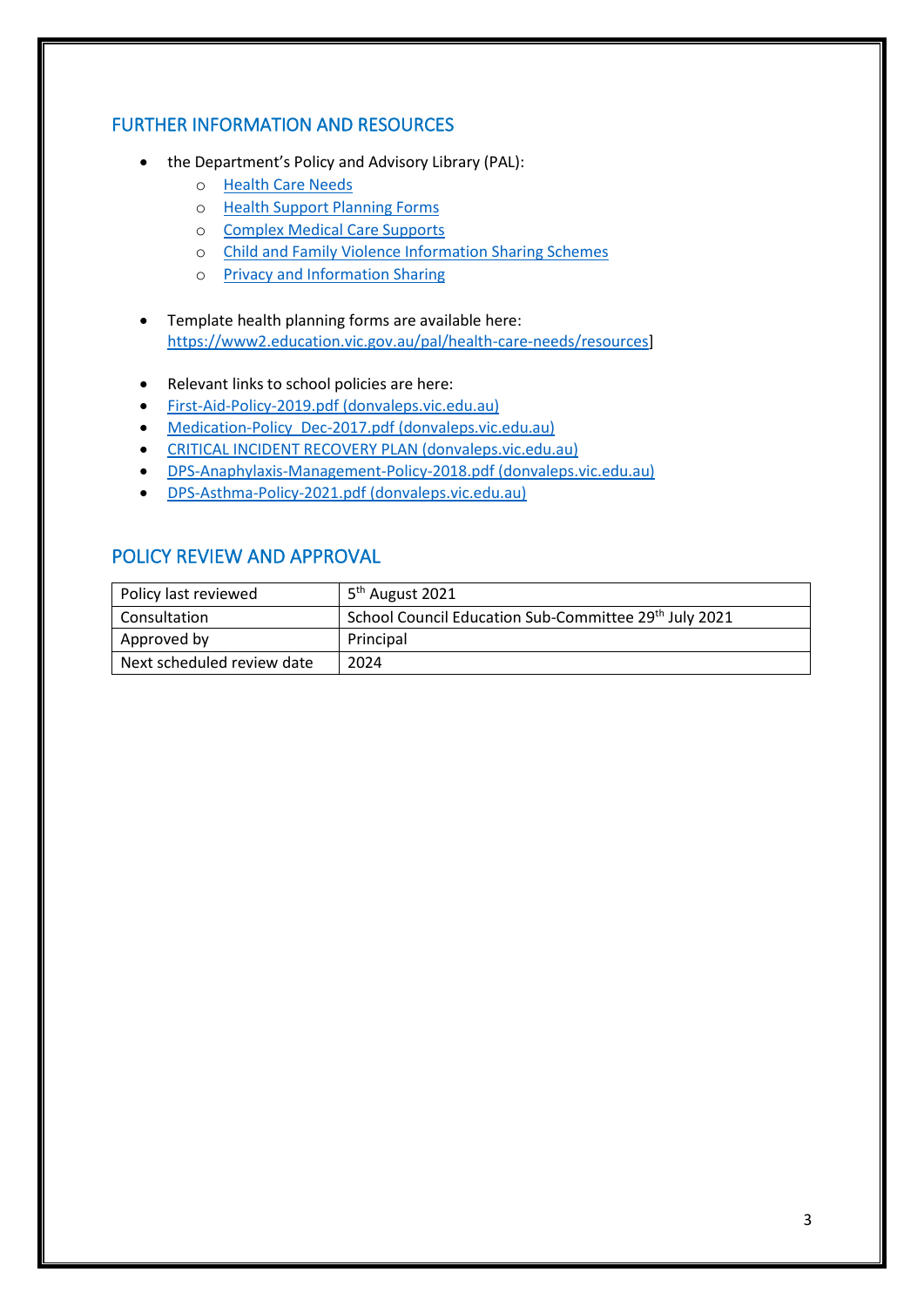## FURTHER INFORMATION AND RESOURCES

- the Department's Policy and Advisory Library (PAL):
    - Health Care Needs
    - Health Support Planning Forms
    - Complex Medical Care Supports
    - Child and Family Violence Information Sharing Schemes
    - Privacy and Information Sharing

- Template health planning forms are available here: https://www2.education.vic.gov.au/pal/health-care-needs/resources]

- Relevant links to school policies are here:
- First-Aid-Policy-2019.pdf (donvaleps.vic.edu.au)
- Medication-Policy_Dec-2017.pdf (donvaleps.vic.edu.au)
- CRITICAL INCIDENT RECOVERY PLAN (donvaleps.vic.edu.au)
- DPS-Anaphylaxis-Management-Policy-2018.pdf (donvaleps.vic.edu.au)
- DPS-Asthma-Policy-2021.pdf (donvaleps.vic.edu.au)

## POLICY REVIEW AND APPROVAL

| | |
|---|---|
| Policy last reviewed | 5th August 2021 |
| Consultation | School Council Education Sub-Committee 29th July 2021 |
| Approved by | Principal |
| Next scheduled review date | 2024 |